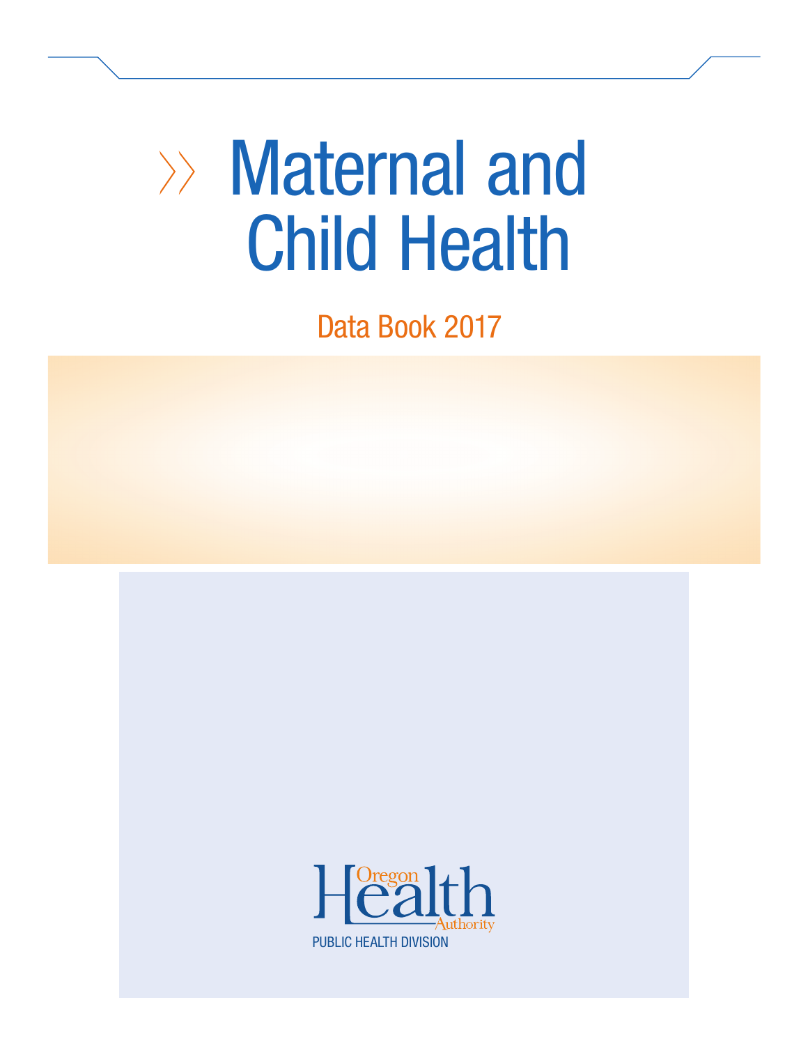# Maternal and Child Health

## Data Book 2017

Oregon Health Authority

PUBLIC HEALTH DIVISION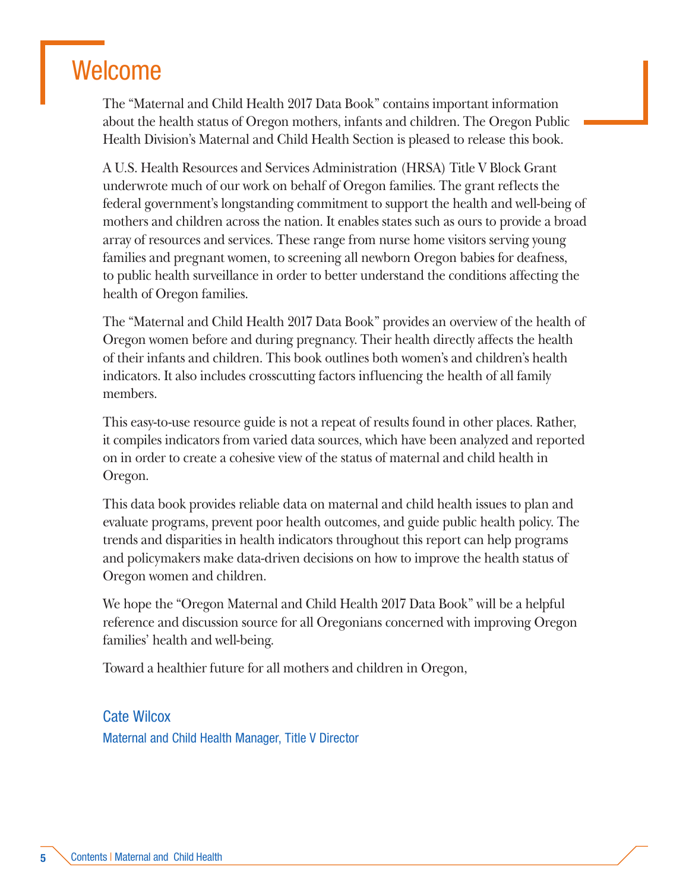# Welcome

The "Maternal and Child Health 2017 Data Book" contains important information about the health status of Oregon mothers, infants and children. The Oregon Public Health Division's Maternal and Child Health Section is pleased to release this book.

A U.S. Health Resources and Services Administration (HRSA) Title V Block Grant underwrote much of our work on behalf of Oregon families. The grant reflects the federal government's longstanding commitment to support the health and well-being of mothers and children across the nation. It enables states such as ours to provide a broad array of resources and services. These range from nurse home visitors serving young families and pregnant women, to screening all newborn Oregon babies for deafness, to public health surveillance in order to better understand the conditions affecting the health of Oregon families.

The "Maternal and Child Health 2017 Data Book" provides an overview of the health of Oregon women before and during pregnancy. Their health directly affects the health of their infants and children. This book outlines both women's and children's health indicators. It also includes crosscutting factors influencing the health of all family members.

This easy-to-use resource guide is not a repeat of results found in other places. Rather, it compiles indicators from varied data sources, which have been analyzed and reported on in order to create a cohesive view of the status of maternal and child health in Oregon.

This data book provides reliable data on maternal and child health issues to plan and evaluate programs, prevent poor health outcomes, and guide public health policy. The trends and disparities in health indicators throughout this report can help programs and policymakers make data-driven decisions on how to improve the health status of Oregon women and children.

We hope the "Oregon Maternal and Child Health 2017 Data Book" will be a helpful reference and discussion source for all Oregonians concerned with improving Oregon families' health and well-being.

Toward a healthier future for all mothers and children in Oregon,

Cate Wilcox
Maternal and Child Health Manager, Title V Director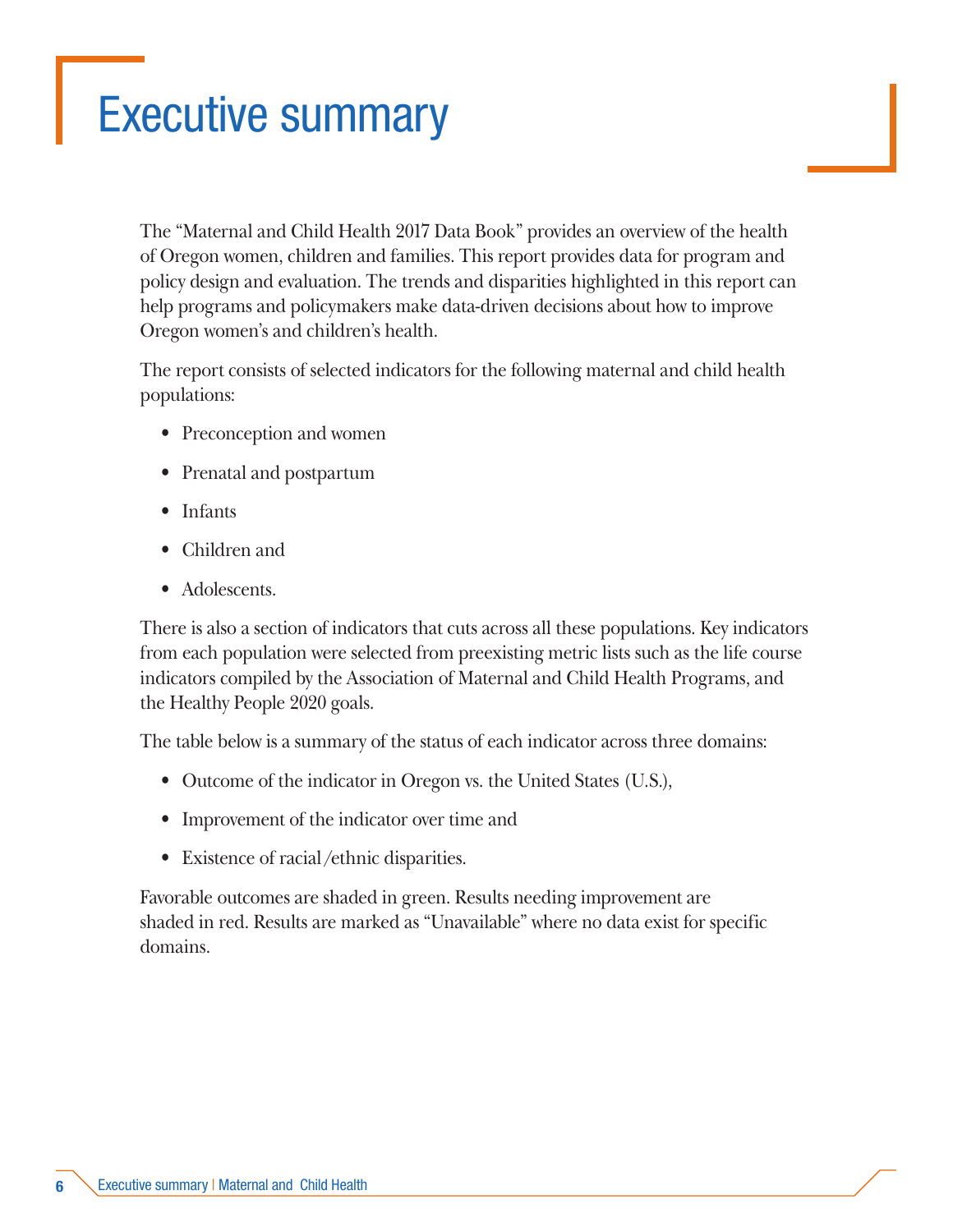# Executive summary

The "Maternal and Child Health 2017 Data Book" provides an overview of the health of Oregon women, children and families. This report provides data for program and policy design and evaluation. The trends and disparities highlighted in this report can help programs and policymakers make data-driven decisions about how to improve Oregon women's and children's health.

The report consists of selected indicators for the following maternal and child health populations:

- Preconception and women
- Prenatal and postpartum
- Infants
- Children and
- Adolescents.

There is also a section of indicators that cuts across all these populations. Key indicators from each population were selected from preexisting metric lists such as the life course indicators compiled by the Association of Maternal and Child Health Programs, and the Healthy People 2020 goals.

The table below is a summary of the status of each indicator across three domains:

- Outcome of the indicator in Oregon vs. the United States (U.S.),
- Improvement of the indicator over time and
- Existence of racial/ethnic disparities.

Favorable outcomes are shaded in green. Results needing improvement are shaded in red. Results are marked as "Unavailable" where no data exist for specific domains.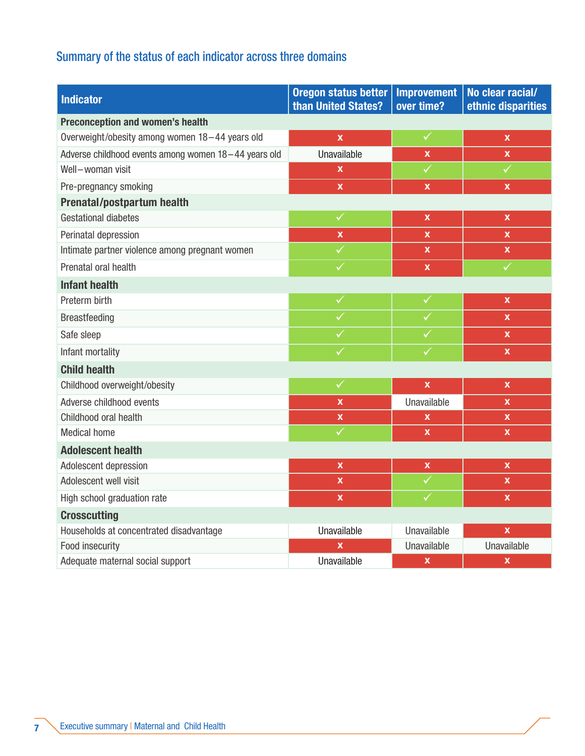## Summary of the status of each indicator across three domains

| Indicator | Oregon status better than United States? | Improvement over time? | No clear racial/ ethnic disparities |
|---|---|---|---|
| **Preconception and women's health** | | | |
| Overweight/obesity among women 18–44 years old | x | ✓ | x |
| Adverse childhood events among women 18–44 years old | Unavailable | x | x |
| Well–woman visit | x | ✓ | ✓ |
| Pre-pregnancy smoking | x | x | x |
| **Prenatal/postpartum health** | | | |
| Gestational diabetes | ✓ | x | x |
| Perinatal depression | x | x | x |
| Intimate partner violence among pregnant women | ✓ | x | x |
| Prenatal oral health | ✓ | x | ✓ |
| **Infant health** | | | |
| Preterm birth | ✓ | ✓ | x |
| Breastfeeding | ✓ | ✓ | x |
| Safe sleep | ✓ | ✓ | x |
| Infant mortality | ✓ | ✓ | x |
| **Child health** | | | |
| Childhood overweight/obesity | ✓ | x | x |
| Adverse childhood events | x | Unavailable | x |
| Childhood oral health | x | x | x |
| Medical home | ✓ | x | x |
| **Adolescent health** | | | |
| Adolescent depression | x | x | x |
| Adolescent well visit | x | ✓ | x |
| High school graduation rate | x | ✓ | x |
| **Crosscutting** | | | |
| Households at concentrated disadvantage | Unavailable | Unavailable | x |
| Food insecurity | x | Unavailable | Unavailable |
| Adequate maternal social support | Unavailable | x | x |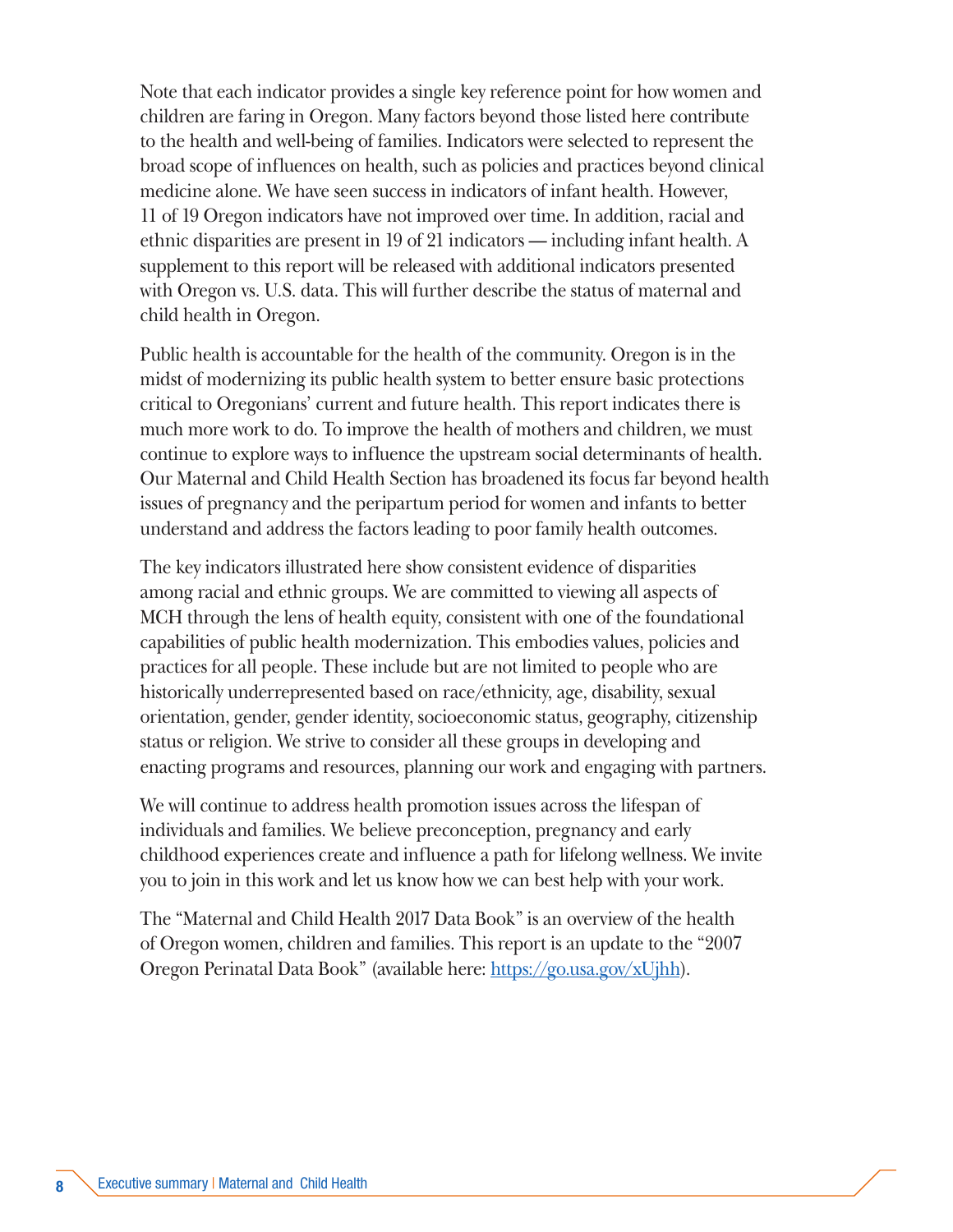Note that each indicator provides a single key reference point for how women and children are faring in Oregon. Many factors beyond those listed here contribute to the health and well-being of families. Indicators were selected to represent the broad scope of influences on health, such as policies and practices beyond clinical medicine alone. We have seen success in indicators of infant health. However, 11 of 19 Oregon indicators have not improved over time. In addition, racial and ethnic disparities are present in 19 of 21 indicators — including infant health. A supplement to this report will be released with additional indicators presented with Oregon vs. U.S. data. This will further describe the status of maternal and child health in Oregon.

Public health is accountable for the health of the community. Oregon is in the midst of modernizing its public health system to better ensure basic protections critical to Oregonians' current and future health. This report indicates there is much more work to do. To improve the health of mothers and children, we must continue to explore ways to influence the upstream social determinants of health. Our Maternal and Child Health Section has broadened its focus far beyond health issues of pregnancy and the peripartum period for women and infants to better understand and address the factors leading to poor family health outcomes.

The key indicators illustrated here show consistent evidence of disparities among racial and ethnic groups. We are committed to viewing all aspects of MCH through the lens of health equity, consistent with one of the foundational capabilities of public health modernization. This embodies values, policies and practices for all people. These include but are not limited to people who are historically underrepresented based on race/ethnicity, age, disability, sexual orientation, gender, gender identity, socioeconomic status, geography, citizenship status or religion. We strive to consider all these groups in developing and enacting programs and resources, planning our work and engaging with partners.

We will continue to address health promotion issues across the lifespan of individuals and families. We believe preconception, pregnancy and early childhood experiences create and influence a path for lifelong wellness. We invite you to join in this work and let us know how we can best help with your work.

The "Maternal and Child Health 2017 Data Book" is an overview of the health of Oregon women, children and families. This report is an update to the "2007 Oregon Perinatal Data Book" (available here: [https://go.usa.gov/xUjhh](https://go.usa.gov/xUjhh)).